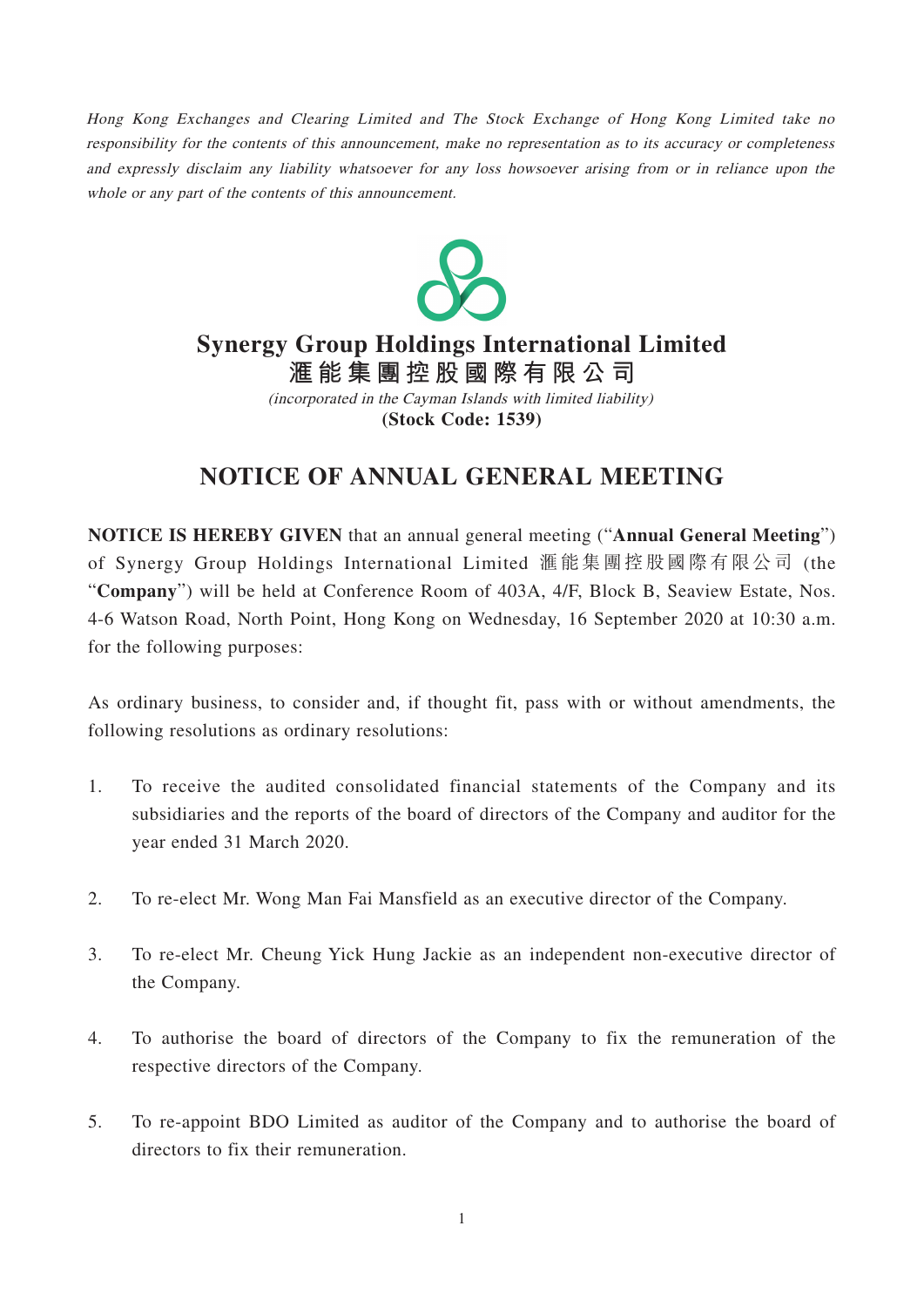*Hong Kong Exchanges and Clearing Limited and The Stock Exchange of Hong Kong Limited take no responsibility for the contents of this announcement, make no representation as to its accuracy or completeness and expressly disclaim any liability whatsoever for any loss howsoever arising from or in reliance upon the whole or any part of the contents of this announcement.*

# Synergy Group Holdings International Limited
# 滙能集團控股國際有限公司

*(incorporated in the Cayman Islands with limited liability)*

**(Stock Code: 1539)**

## NOTICE OF ANNUAL GENERAL MEETING

**NOTICE IS HEREBY GIVEN** that an annual general meeting ("**Annual General Meeting**") of Synergy Group Holdings International Limited 滙能集團控股國際有限公司 (the "**Company**") will be held at Conference Room of 403A, 4/F, Block B, Seaview Estate, Nos. 4-6 Watson Road, North Point, Hong Kong on Wednesday, 16 September 2020 at 10:30 a.m. for the following purposes:

As ordinary business, to consider and, if thought fit, pass with or without amendments, the following resolutions as ordinary resolutions:

1. To receive the audited consolidated financial statements of the Company and its subsidiaries and the reports of the board of directors of the Company and auditor for the year ended 31 March 2020.

2. To re-elect Mr. Wong Man Fai Mansfield as an executive director of the Company.

3. To re-elect Mr. Cheung Yick Hung Jackie as an independent non-executive director of the Company.

4. To authorise the board of directors of the Company to fix the remuneration of the respective directors of the Company.

5. To re-appoint BDO Limited as auditor of the Company and to authorise the board of directors to fix their remuneration.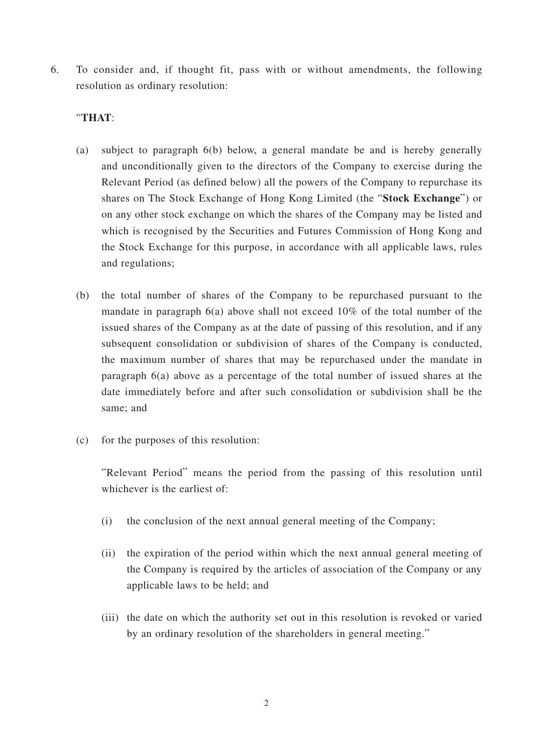6. To consider and, if thought fit, pass with or without amendments, the following resolution as ordinary resolution:

   "**THAT**:

   (a) subject to paragraph 6(b) below, a general mandate be and is hereby generally and unconditionally given to the directors of the Company to exercise during the Relevant Period (as defined below) all the powers of the Company to repurchase its shares on The Stock Exchange of Hong Kong Limited (the "**Stock Exchange**") or on any other stock exchange on which the shares of the Company may be listed and which is recognised by the Securities and Futures Commission of Hong Kong and the Stock Exchange for this purpose, in accordance with all applicable laws, rules and regulations;

   (b) the total number of shares of the Company to be repurchased pursuant to the mandate in paragraph 6(a) above shall not exceed 10% of the total number of the issued shares of the Company as at the date of passing of this resolution, and if any subsequent consolidation or subdivision of shares of the Company is conducted, the maximum number of shares that may be repurchased under the mandate in paragraph 6(a) above as a percentage of the total number of issued shares at the date immediately before and after such consolidation or subdivision shall be the same; and

   (c) for the purposes of this resolution:

   "Relevant Period" means the period from the passing of this resolution until whichever is the earliest of:

   (i) the conclusion of the next annual general meeting of the Company;

   (ii) the expiration of the period within which the next annual general meeting of the Company is required by the articles of association of the Company or any applicable laws to be held; and

   (iii) the date on which the authority set out in this resolution is revoked or varied by an ordinary resolution of the shareholders in general meeting."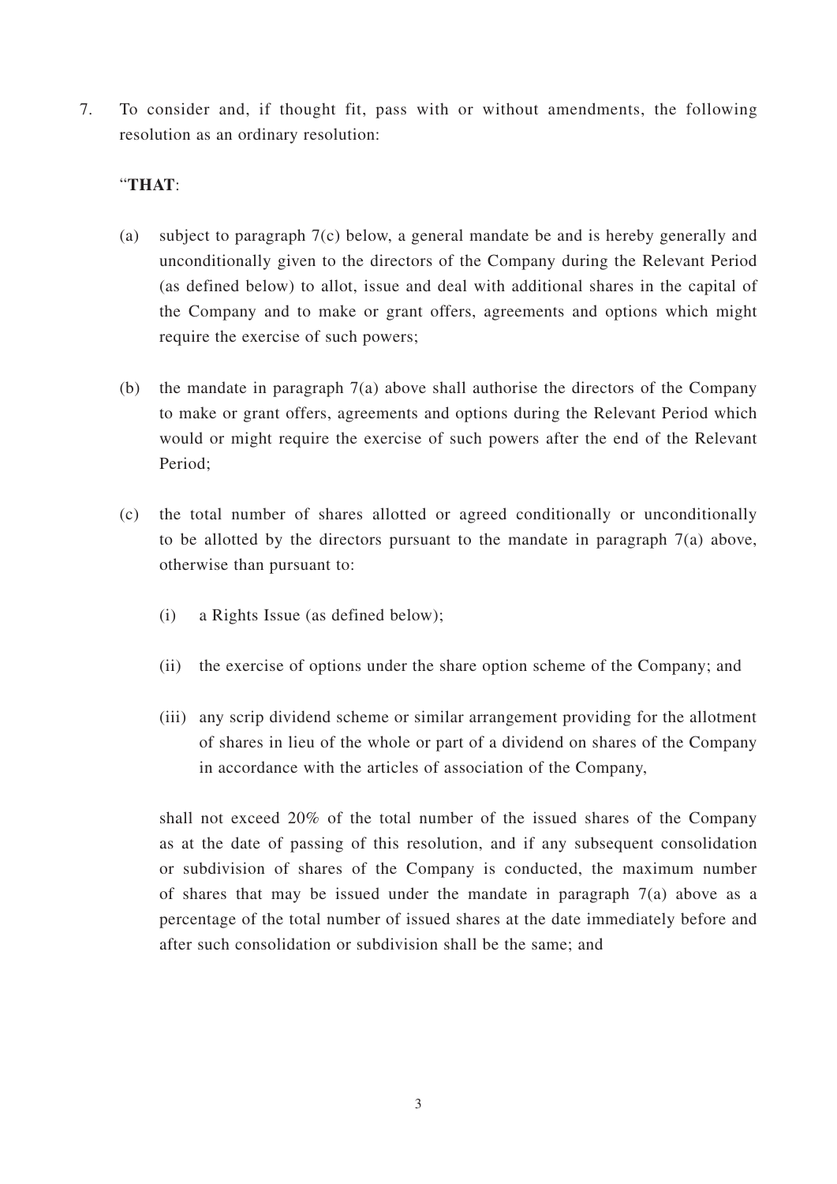7. To consider and, if thought fit, pass with or without amendments, the following resolution as an ordinary resolution:

   "**THAT**:

   (a) subject to paragraph 7(c) below, a general mandate be and is hereby generally and unconditionally given to the directors of the Company during the Relevant Period (as defined below) to allot, issue and deal with additional shares in the capital of the Company and to make or grant offers, agreements and options which might require the exercise of such powers;

   (b) the mandate in paragraph 7(a) above shall authorise the directors of the Company to make or grant offers, agreements and options during the Relevant Period which would or might require the exercise of such powers after the end of the Relevant Period;

   (c) the total number of shares allotted or agreed conditionally or unconditionally to be allotted by the directors pursuant to the mandate in paragraph 7(a) above, otherwise than pursuant to:

      (i) a Rights Issue (as defined below);

      (ii) the exercise of options under the share option scheme of the Company; and

      (iii) any scrip dividend scheme or similar arrangement providing for the allotment of shares in lieu of the whole or part of a dividend on shares of the Company in accordance with the articles of association of the Company,

   shall not exceed 20% of the total number of the issued shares of the Company as at the date of passing of this resolution, and if any subsequent consolidation or subdivision of shares of the Company is conducted, the maximum number of shares that may be issued under the mandate in paragraph 7(a) above as a percentage of the total number of issued shares at the date immediately before and after such consolidation or subdivision shall be the same; and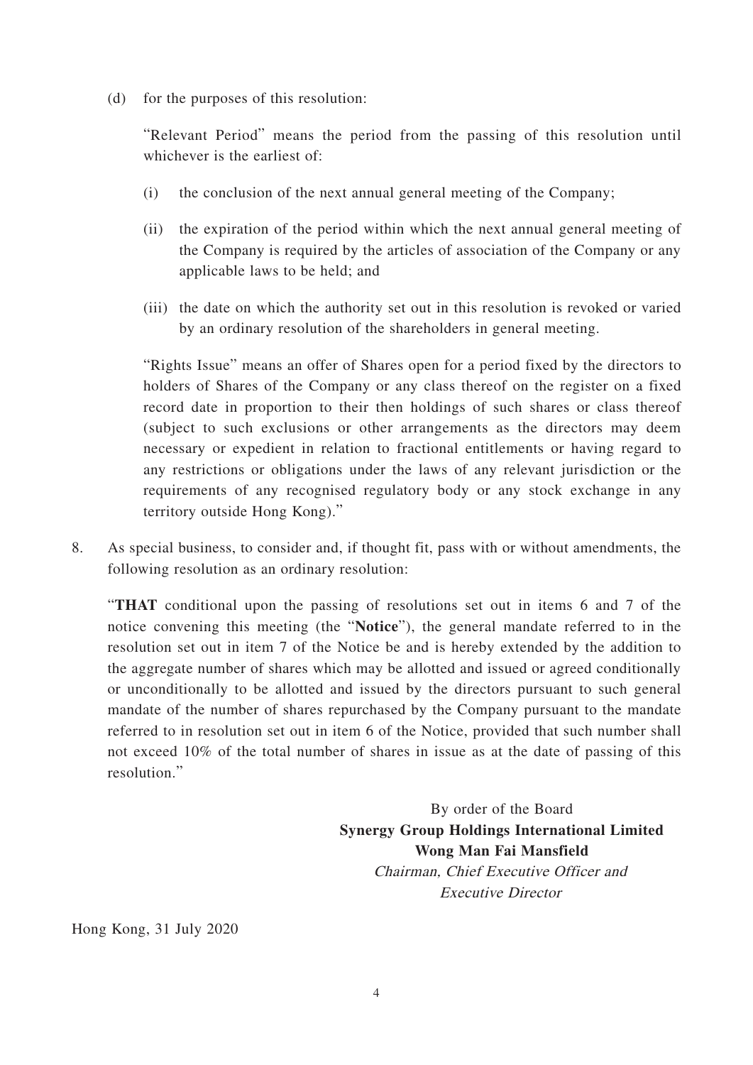(d) for the purposes of this resolution:

"Relevant Period" means the period from the passing of this resolution until whichever is the earliest of:

(i) the conclusion of the next annual general meeting of the Company;

(ii) the expiration of the period within which the next annual general meeting of the Company is required by the articles of association of the Company or any applicable laws to be held; and

(iii) the date on which the authority set out in this resolution is revoked or varied by an ordinary resolution of the shareholders in general meeting.

"Rights Issue" means an offer of Shares open for a period fixed by the directors to holders of Shares of the Company or any class thereof on the register on a fixed record date in proportion to their then holdings of such shares or class thereof (subject to such exclusions or other arrangements as the directors may deem necessary or expedient in relation to fractional entitlements or having regard to any restrictions or obligations under the laws of any relevant jurisdiction or the requirements of any recognised regulatory body or any stock exchange in any territory outside Hong Kong)."

8. As special business, to consider and, if thought fit, pass with or without amendments, the following resolution as an ordinary resolution:

"**THAT** conditional upon the passing of resolutions set out in items 6 and 7 of the notice convening this meeting (the "**Notice**"), the general mandate referred to in the resolution set out in item 7 of the Notice be and is hereby extended by the addition to the aggregate number of shares which may be allotted and issued or agreed conditionally or unconditionally to be allotted and issued by the directors pursuant to such general mandate of the number of shares repurchased by the Company pursuant to the mandate referred to in resolution set out in item 6 of the Notice, provided that such number shall not exceed 10% of the total number of shares in issue as at the date of passing of this resolution."

By order of the Board
**Synergy Group Holdings International Limited**
**Wong Man Fai Mansfield**
*Chairman, Chief Executive Officer and Executive Director*

Hong Kong, 31 July 2020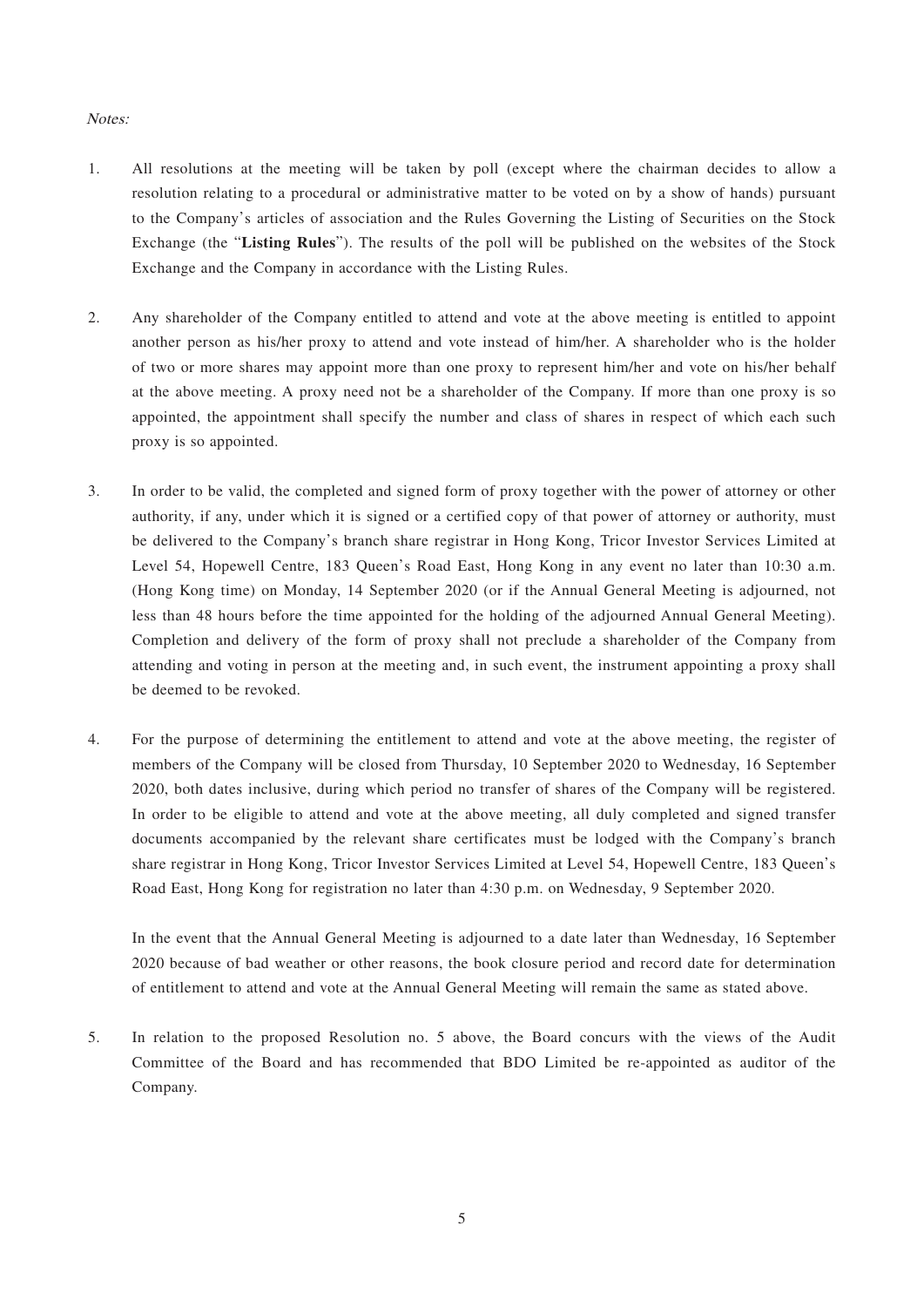*Notes:*

1. All resolutions at the meeting will be taken by poll (except where the chairman decides to allow a resolution relating to a procedural or administrative matter to be voted on by a show of hands) pursuant to the Company's articles of association and the Rules Governing the Listing of Securities on the Stock Exchange (the "**Listing Rules**"). The results of the poll will be published on the websites of the Stock Exchange and the Company in accordance with the Listing Rules.

2. Any shareholder of the Company entitled to attend and vote at the above meeting is entitled to appoint another person as his/her proxy to attend and vote instead of him/her. A shareholder who is the holder of two or more shares may appoint more than one proxy to represent him/her and vote on his/her behalf at the above meeting. A proxy need not be a shareholder of the Company. If more than one proxy is so appointed, the appointment shall specify the number and class of shares in respect of which each such proxy is so appointed.

3. In order to be valid, the completed and signed form of proxy together with the power of attorney or other authority, if any, under which it is signed or a certified copy of that power of attorney or authority, must be delivered to the Company's branch share registrar in Hong Kong, Tricor Investor Services Limited at Level 54, Hopewell Centre, 183 Queen's Road East, Hong Kong in any event no later than 10:30 a.m. (Hong Kong time) on Monday, 14 September 2020 (or if the Annual General Meeting is adjourned, not less than 48 hours before the time appointed for the holding of the adjourned Annual General Meeting). Completion and delivery of the form of proxy shall not preclude a shareholder of the Company from attending and voting in person at the meeting and, in such event, the instrument appointing a proxy shall be deemed to be revoked.

4. For the purpose of determining the entitlement to attend and vote at the above meeting, the register of members of the Company will be closed from Thursday, 10 September 2020 to Wednesday, 16 September 2020, both dates inclusive, during which period no transfer of shares of the Company will be registered. In order to be eligible to attend and vote at the above meeting, all duly completed and signed transfer documents accompanied by the relevant share certificates must be lodged with the Company's branch share registrar in Hong Kong, Tricor Investor Services Limited at Level 54, Hopewell Centre, 183 Queen's Road East, Hong Kong for registration no later than 4:30 p.m. on Wednesday, 9 September 2020.

   In the event that the Annual General Meeting is adjourned to a date later than Wednesday, 16 September 2020 because of bad weather or other reasons, the book closure period and record date for determination of entitlement to attend and vote at the Annual General Meeting will remain the same as stated above.

5. In relation to the proposed Resolution no. 5 above, the Board concurs with the views of the Audit Committee of the Board and has recommended that BDO Limited be re-appointed as auditor of the Company.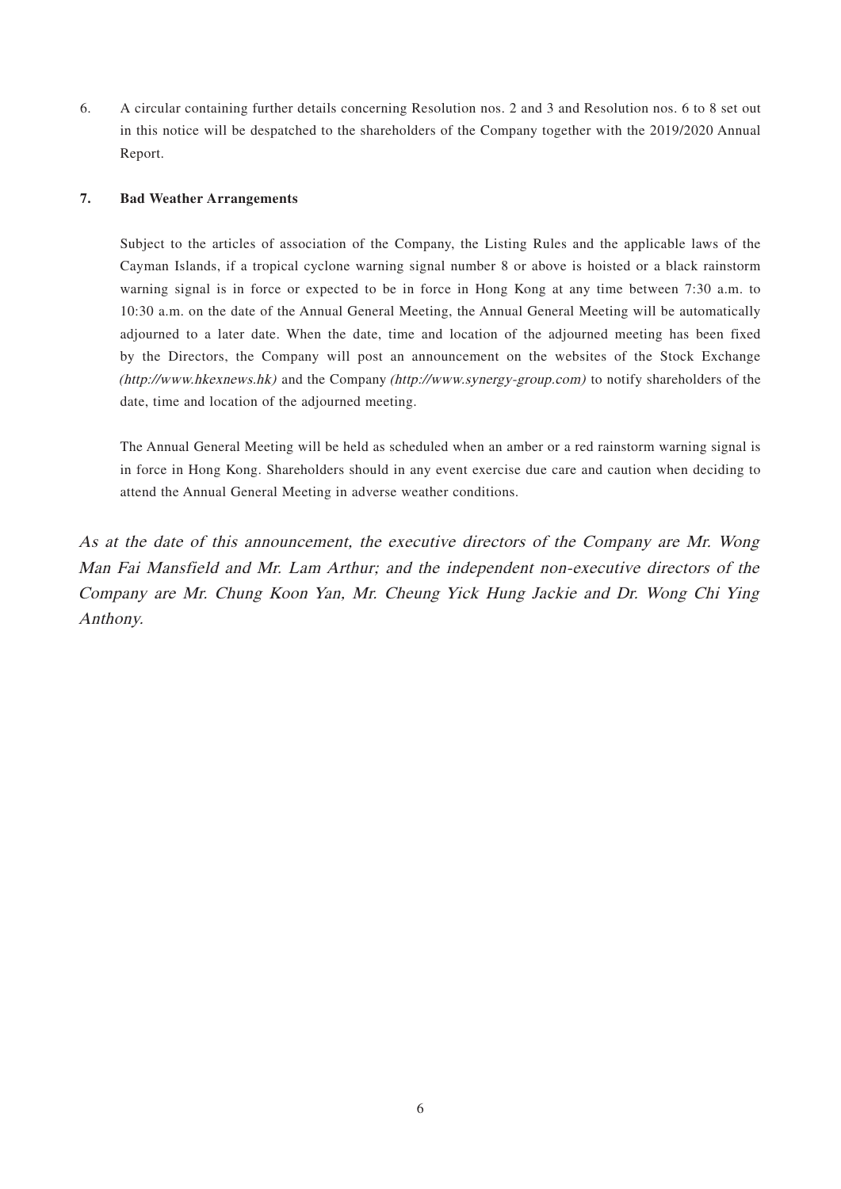6. A circular containing further details concerning Resolution nos. 2 and 3 and Resolution nos. 6 to 8 set out in this notice will be despatched to the shareholders of the Company together with the 2019/2020 Annual Report.

7. **Bad Weather Arrangements**

   Subject to the articles of association of the Company, the Listing Rules and the applicable laws of the Cayman Islands, if a tropical cyclone warning signal number 8 or above is hoisted or a black rainstorm warning signal is in force or expected to be in force in Hong Kong at any time between 7:30 a.m. to 10:30 a.m. on the date of the Annual General Meeting, the Annual General Meeting will be automatically adjourned to a later date. When the date, time and location of the adjourned meeting has been fixed by the Directors, the Company will post an announcement on the websites of the Stock Exchange *(http://www.hkexnews.hk)* and the Company *(http://www.synergy-group.com)* to notify shareholders of the date, time and location of the adjourned meeting.

   The Annual General Meeting will be held as scheduled when an amber or a red rainstorm warning signal is in force in Hong Kong. Shareholders should in any event exercise due care and caution when deciding to attend the Annual General Meeting in adverse weather conditions.

*As at the date of this announcement, the executive directors of the Company are Mr. Wong Man Fai Mansfield and Mr. Lam Arthur; and the independent non-executive directors of the Company are Mr. Chung Koon Yan, Mr. Cheung Yick Hung Jackie and Dr. Wong Chi Ying Anthony.*